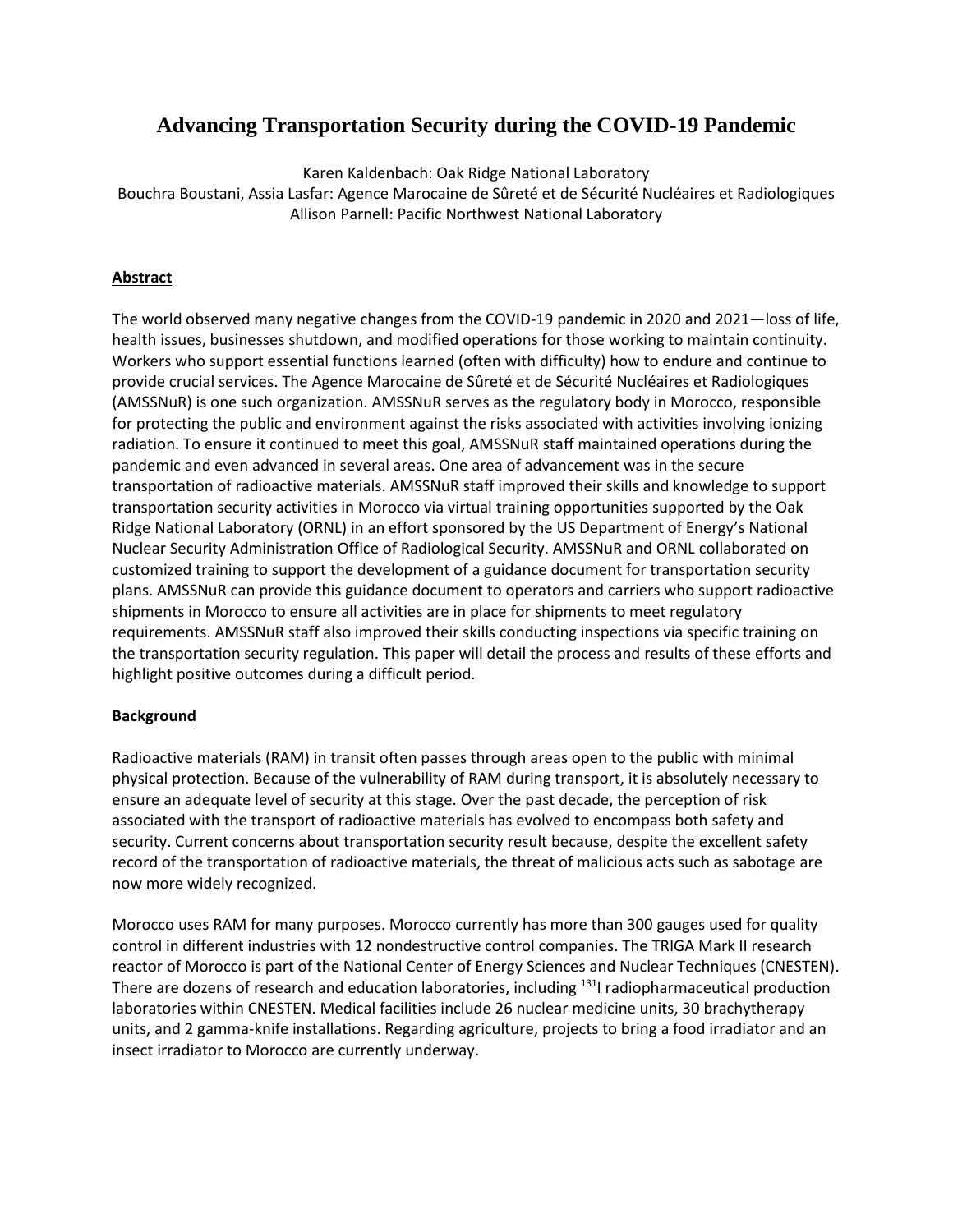# Advancing Transportation Security during the COVID-19 Pandemic

Karen Kaldenbach: Oak Ridge National Laboratory

Bouchra Boustani, Assia Lasfar: Agence Marocaine de Sûreté et de Sécurité Nucléaires et Radiologiques

Allison Parnell: Pacific Northwest National Laboratory

## Abstract

The world observed many negative changes from the COVID-19 pandemic in 2020 and 2021—loss of life, health issues, businesses shutdown, and modified operations for those working to maintain continuity. Workers who support essential functions learned (often with difficulty) how to endure and continue to provide crucial services. The Agence Marocaine de Sûreté et de Sécurité Nucléaires et Radiologiques (AMSSNuR) is one such organization. AMSSNuR serves as the regulatory body in Morocco, responsible for protecting the public and environment against the risks associated with activities involving ionizing radiation. To ensure it continued to meet this goal, AMSSNuR staff maintained operations during the pandemic and even advanced in several areas. One area of advancement was in the secure transportation of radioactive materials. AMSSNuR staff improved their skills and knowledge to support transportation security activities in Morocco via virtual training opportunities supported by the Oak Ridge National Laboratory (ORNL) in an effort sponsored by the US Department of Energy's National Nuclear Security Administration Office of Radiological Security. AMSSNuR and ORNL collaborated on customized training to support the development of a guidance document for transportation security plans. AMSSNuR can provide this guidance document to operators and carriers who support radioactive shipments in Morocco to ensure all activities are in place for shipments to meet regulatory requirements. AMSSNuR staff also improved their skills conducting inspections via specific training on the transportation security regulation. This paper will detail the process and results of these efforts and highlight positive outcomes during a difficult period.

## Background

Radioactive materials (RAM) in transit often passes through areas open to the public with minimal physical protection. Because of the vulnerability of RAM during transport, it is absolutely necessary to ensure an adequate level of security at this stage. Over the past decade, the perception of risk associated with the transport of radioactive materials has evolved to encompass both safety and security. Current concerns about transportation security result because, despite the excellent safety record of the transportation of radioactive materials, the threat of malicious acts such as sabotage are now more widely recognized.

Morocco uses RAM for many purposes. Morocco currently has more than 300 gauges used for quality control in different industries with 12 nondestructive control companies. The TRIGA Mark II research reactor of Morocco is part of the National Center of Energy Sciences and Nuclear Techniques (CNESTEN). There are dozens of research and education laboratories, including $^{131}$I radiopharmaceutical production laboratories within CNESTEN. Medical facilities include 26 nuclear medicine units, 30 brachytherapy units, and 2 gamma-knife installations. Regarding agriculture, projects to bring a food irradiator and an insect irradiator to Morocco are currently underway.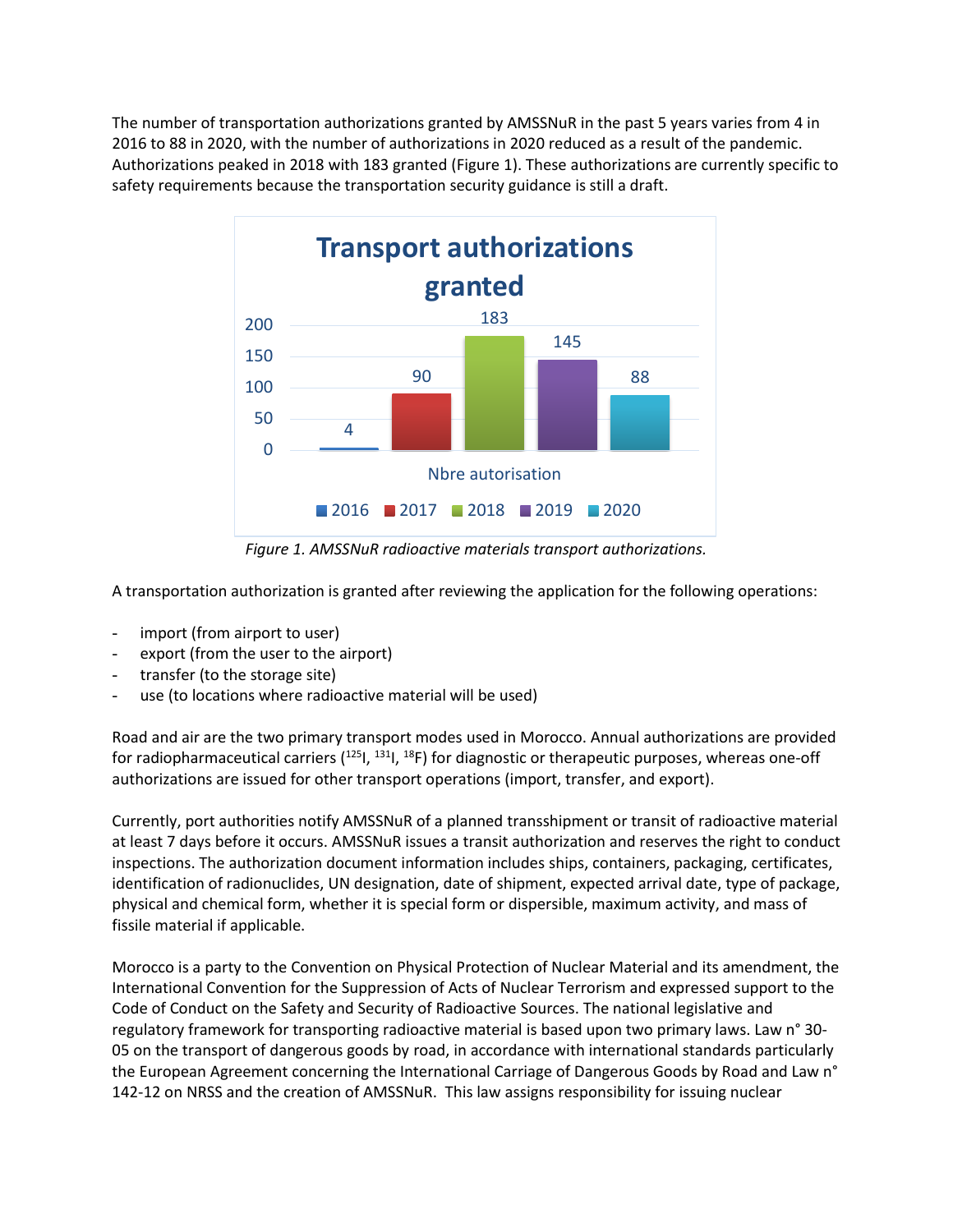The number of transportation authorizations granted by AMSSNuR in the past 5 years varies from 4 in 2016 to 88 in 2020, with the number of authorizations in 2020 reduced as a result of the pandemic. Authorizations peaked in 2018 with 183 granted (Figure 1). These authorizations are currently specific to safety requirements because the transportation security guidance is still a draft.

| Year | Nbre autorisation |
|---|---|
| 2016 | 4 |
| 2017 | 90 |
| 2018 | 183 |
| 2019 | 145 |
| 2020 | 88 |

*Figure 1. AMSSNuR radioactive materials transport authorizations.*

A transportation authorization is granted after reviewing the application for the following operations:

- import (from airport to user)
- export (from the user to the airport)
- transfer (to the storage site)
- use (to locations where radioactive material will be used)

Road and air are the two primary transport modes used in Morocco. Annual authorizations are provided for radiopharmaceutical carriers ($^{125}$I, $^{131}$I, $^{18}$F) for diagnostic or therapeutic purposes, whereas one-off authorizations are issued for other transport operations (import, transfer, and export).

Currently, port authorities notify AMSSNuR of a planned transshipment or transit of radioactive material at least 7 days before it occurs. AMSSNuR issues a transit authorization and reserves the right to conduct inspections. The authorization document information includes ships, containers, packaging, certificates, identification of radionuclides, UN designation, date of shipment, expected arrival date, type of package, physical and chemical form, whether it is special form or dispersible, maximum activity, and mass of fissile material if applicable.

Morocco is a party to the Convention on Physical Protection of Nuclear Material and its amendment, the International Convention for the Suppression of Acts of Nuclear Terrorism and expressed support to the Code of Conduct on the Safety and Security of Radioactive Sources. The national legislative and regulatory framework for transporting radioactive material is based upon two primary laws. Law n° 30-05 on the transport of dangerous goods by road, in accordance with international standards particularly the European Agreement concerning the International Carriage of Dangerous Goods by Road and Law n° 142-12 on NRSS and the creation of AMSSNuR. This law assigns responsibility for issuing nuclear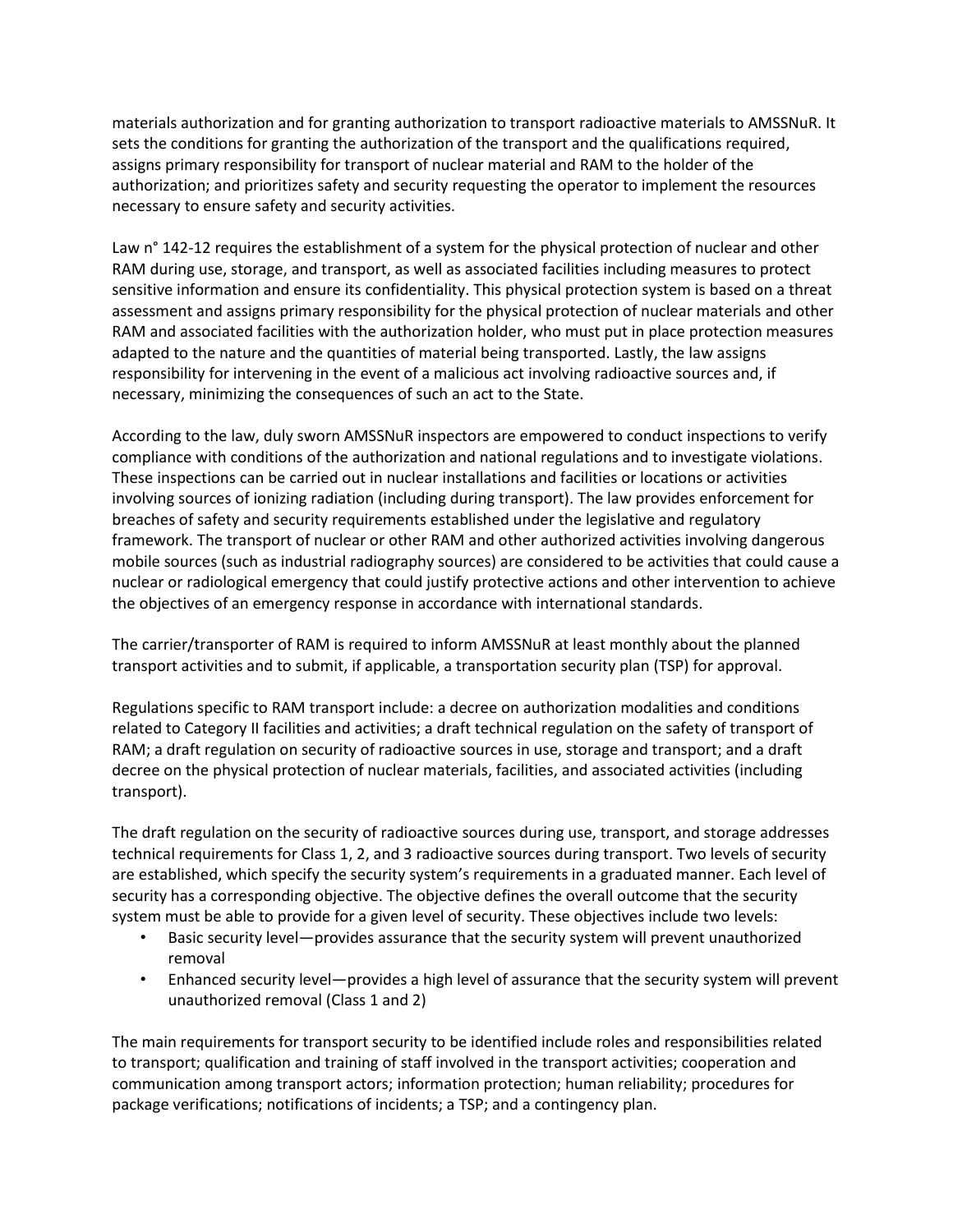materials authorization and for granting authorization to transport radioactive materials to AMSSNuR. It sets the conditions for granting the authorization of the transport and the qualifications required, assigns primary responsibility for transport of nuclear material and RAM to the holder of the authorization; and prioritizes safety and security requesting the operator to implement the resources necessary to ensure safety and security activities.

Law n° 142-12 requires the establishment of a system for the physical protection of nuclear and other RAM during use, storage, and transport, as well as associated facilities including measures to protect sensitive information and ensure its confidentiality. This physical protection system is based on a threat assessment and assigns primary responsibility for the physical protection of nuclear materials and other RAM and associated facilities with the authorization holder, who must put in place protection measures adapted to the nature and the quantities of material being transported. Lastly, the law assigns responsibility for intervening in the event of a malicious act involving radioactive sources and, if necessary, minimizing the consequences of such an act to the State.

According to the law, duly sworn AMSSNuR inspectors are empowered to conduct inspections to verify compliance with conditions of the authorization and national regulations and to investigate violations. These inspections can be carried out in nuclear installations and facilities or locations or activities involving sources of ionizing radiation (including during transport). The law provides enforcement for breaches of safety and security requirements established under the legislative and regulatory framework. The transport of nuclear or other RAM and other authorized activities involving dangerous mobile sources (such as industrial radiography sources) are considered to be activities that could cause a nuclear or radiological emergency that could justify protective actions and other intervention to achieve the objectives of an emergency response in accordance with international standards.

The carrier/transporter of RAM is required to inform AMSSNuR at least monthly about the planned transport activities and to submit, if applicable, a transportation security plan (TSP) for approval.

Regulations specific to RAM transport include: a decree on authorization modalities and conditions related to Category II facilities and activities; a draft technical regulation on the safety of transport of RAM; a draft regulation on security of radioactive sources in use, storage and transport; and a draft decree on the physical protection of nuclear materials, facilities, and associated activities (including transport).

The draft regulation on the security of radioactive sources during use, transport, and storage addresses technical requirements for Class 1, 2, and 3 radioactive sources during transport. Two levels of security are established, which specify the security system's requirements in a graduated manner. Each level of security has a corresponding objective. The objective defines the overall outcome that the security system must be able to provide for a given level of security. These objectives include two levels:

- Basic security level—provides assurance that the security system will prevent unauthorized removal
- Enhanced security level—provides a high level of assurance that the security system will prevent unauthorized removal (Class 1 and 2)

The main requirements for transport security to be identified include roles and responsibilities related to transport; qualification and training of staff involved in the transport activities; cooperation and communication among transport actors; information protection; human reliability; procedures for package verifications; notifications of incidents; a TSP; and a contingency plan.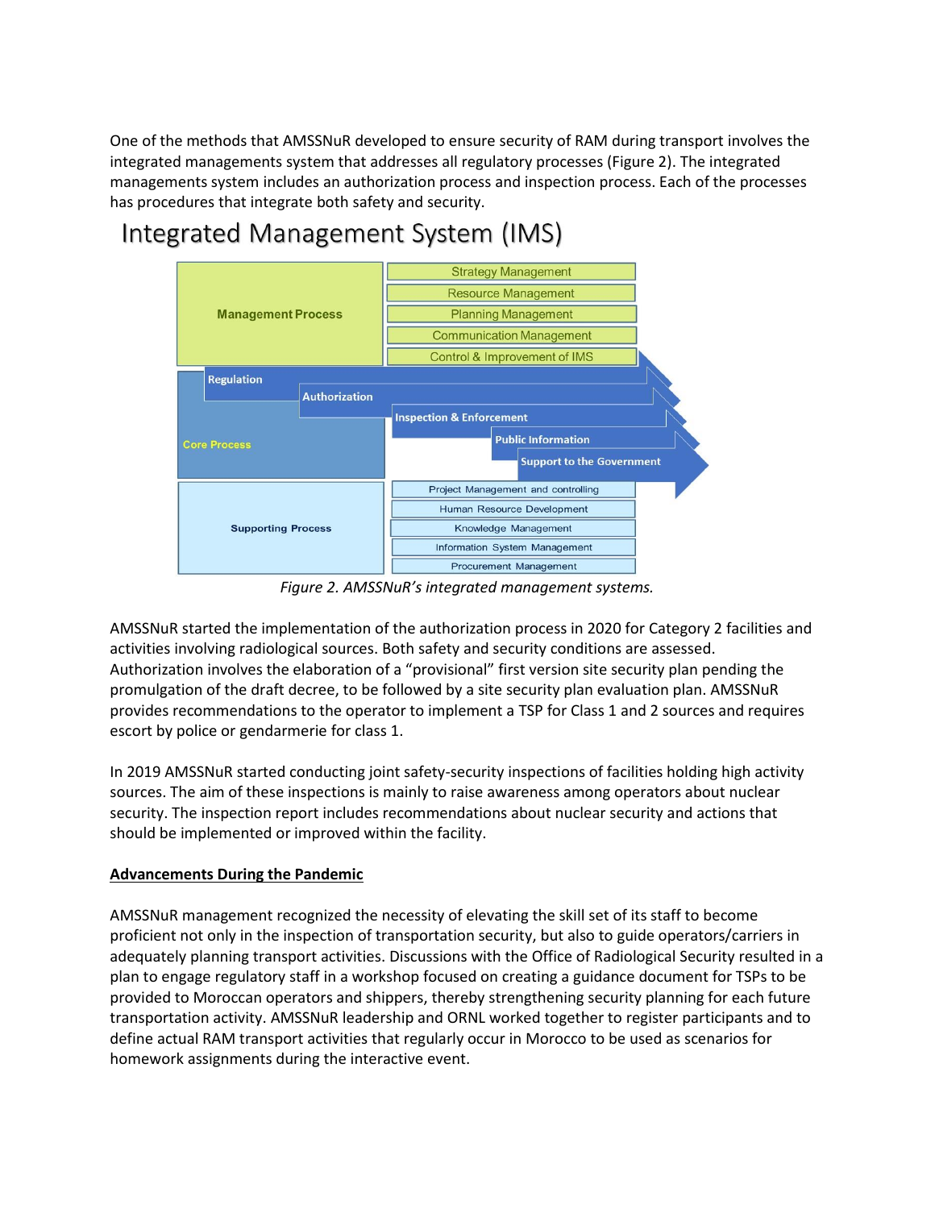One of the methods that AMSSNuR developed to ensure security of RAM during transport involves the integrated managements system that addresses all regulatory processes (Figure 2). The integrated managements system includes an authorization process and inspection process. Each of the processes has procedures that integrate both safety and security.

Integrated Management System (IMS)

- **Management Process**
  - Strategy Management
  - Resource Management
  - Planning Management
  - Communication Management
  - Control & Improvement of IMS
- **Core Process**
  - Regulation
  - Authorization
  - Inspection & Enforcement
  - Public Information
  - Support to the Government
- **Supporting Process**
  - Project Management and controlling
  - Human Resource Development
  - Knowledge Management
  - Information System Management
  - Procurement Management

*Figure 2. AMSSNuR's integrated management systems.*

AMSSNuR started the implementation of the authorization process in 2020 for Category 2 facilities and activities involving radiological sources. Both safety and security conditions are assessed. Authorization involves the elaboration of a "provisional" first version site security plan pending the promulgation of the draft decree, to be followed by a site security plan evaluation plan. AMSSNuR provides recommendations to the operator to implement a TSP for Class 1 and 2 sources and requires escort by police or gendarmerie for class 1.

In 2019 AMSSNuR started conducting joint safety-security inspections of facilities holding high activity sources. The aim of these inspections is mainly to raise awareness among operators about nuclear security. The inspection report includes recommendations about nuclear security and actions that should be implemented or improved within the facility.

**Advancements During the Pandemic**

AMSSNuR management recognized the necessity of elevating the skill set of its staff to become proficient not only in the inspection of transportation security, but also to guide operators/carriers in adequately planning transport activities. Discussions with the Office of Radiological Security resulted in a plan to engage regulatory staff in a workshop focused on creating a guidance document for TSPs to be provided to Moroccan operators and shippers, thereby strengthening security planning for each future transportation activity. AMSSNuR leadership and ORNL worked together to register participants and to define actual RAM transport activities that regularly occur in Morocco to be used as scenarios for homework assignments during the interactive event.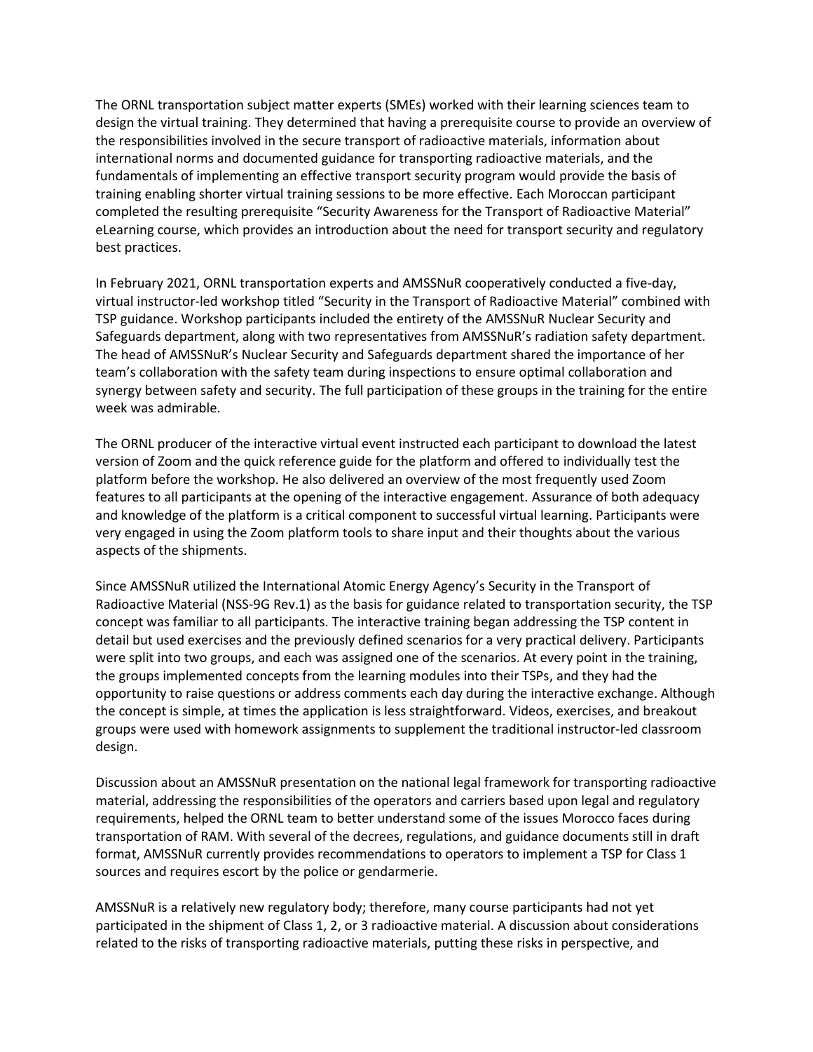The ORNL transportation subject matter experts (SMEs) worked with their learning sciences team to design the virtual training. They determined that having a prerequisite course to provide an overview of the responsibilities involved in the secure transport of radioactive materials, information about international norms and documented guidance for transporting radioactive materials, and the fundamentals of implementing an effective transport security program would provide the basis of training enabling shorter virtual training sessions to be more effective. Each Moroccan participant completed the resulting prerequisite "Security Awareness for the Transport of Radioactive Material" eLearning course, which provides an introduction about the need for transport security and regulatory best practices.

In February 2021, ORNL transportation experts and AMSSNuR cooperatively conducted a five-day, virtual instructor-led workshop titled "Security in the Transport of Radioactive Material" combined with TSP guidance. Workshop participants included the entirety of the AMSSNuR Nuclear Security and Safeguards department, along with two representatives from AMSSNuR's radiation safety department. The head of AMSSNuR's Nuclear Security and Safeguards department shared the importance of her team's collaboration with the safety team during inspections to ensure optimal collaboration and synergy between safety and security. The full participation of these groups in the training for the entire week was admirable.

The ORNL producer of the interactive virtual event instructed each participant to download the latest version of Zoom and the quick reference guide for the platform and offered to individually test the platform before the workshop. He also delivered an overview of the most frequently used Zoom features to all participants at the opening of the interactive engagement. Assurance of both adequacy and knowledge of the platform is a critical component to successful virtual learning. Participants were very engaged in using the Zoom platform tools to share input and their thoughts about the various aspects of the shipments.

Since AMSSNuR utilized the International Atomic Energy Agency's Security in the Transport of Radioactive Material (NSS-9G Rev.1) as the basis for guidance related to transportation security, the TSP concept was familiar to all participants. The interactive training began addressing the TSP content in detail but used exercises and the previously defined scenarios for a very practical delivery. Participants were split into two groups, and each was assigned one of the scenarios. At every point in the training, the groups implemented concepts from the learning modules into their TSPs, and they had the opportunity to raise questions or address comments each day during the interactive exchange. Although the concept is simple, at times the application is less straightforward. Videos, exercises, and breakout groups were used with homework assignments to supplement the traditional instructor-led classroom design.

Discussion about an AMSSNuR presentation on the national legal framework for transporting radioactive material, addressing the responsibilities of the operators and carriers based upon legal and regulatory requirements, helped the ORNL team to better understand some of the issues Morocco faces during transportation of RAM. With several of the decrees, regulations, and guidance documents still in draft format, AMSSNuR currently provides recommendations to operators to implement a TSP for Class 1 sources and requires escort by the police or gendarmerie.

AMSSNuR is a relatively new regulatory body; therefore, many course participants had not yet participated in the shipment of Class 1, 2, or 3 radioactive material. A discussion about considerations related to the risks of transporting radioactive materials, putting these risks in perspective, and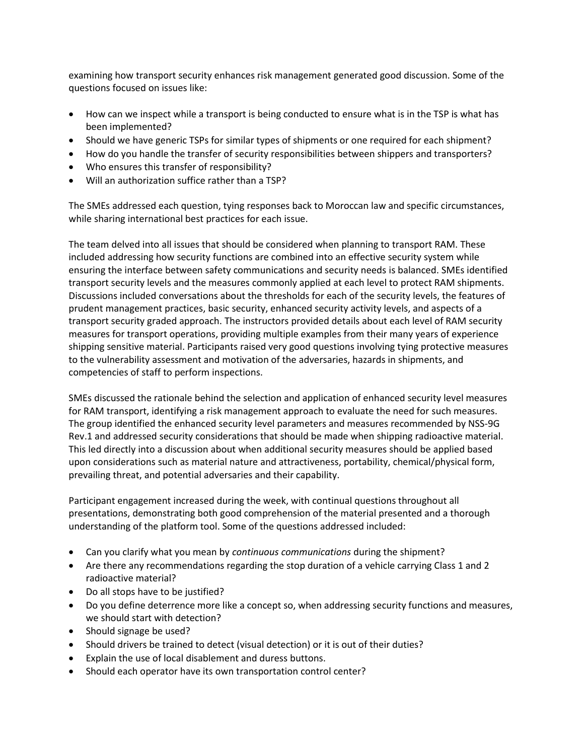examining how transport security enhances risk management generated good discussion. Some of the questions focused on issues like:

- How can we inspect while a transport is being conducted to ensure what is in the TSP is what has been implemented?
- Should we have generic TSPs for similar types of shipments or one required for each shipment?
- How do you handle the transfer of security responsibilities between shippers and transporters?
- Who ensures this transfer of responsibility?
- Will an authorization suffice rather than a TSP?

The SMEs addressed each question, tying responses back to Moroccan law and specific circumstances, while sharing international best practices for each issue.

The team delved into all issues that should be considered when planning to transport RAM. These included addressing how security functions are combined into an effective security system while ensuring the interface between safety communications and security needs is balanced. SMEs identified transport security levels and the measures commonly applied at each level to protect RAM shipments. Discussions included conversations about the thresholds for each of the security levels, the features of prudent management practices, basic security, enhanced security activity levels, and aspects of a transport security graded approach. The instructors provided details about each level of RAM security measures for transport operations, providing multiple examples from their many years of experience shipping sensitive material. Participants raised very good questions involving tying protective measures to the vulnerability assessment and motivation of the adversaries, hazards in shipments, and competencies of staff to perform inspections.

SMEs discussed the rationale behind the selection and application of enhanced security level measures for RAM transport, identifying a risk management approach to evaluate the need for such measures. The group identified the enhanced security level parameters and measures recommended by NSS-9G Rev.1 and addressed security considerations that should be made when shipping radioactive material. This led directly into a discussion about when additional security measures should be applied based upon considerations such as material nature and attractiveness, portability, chemical/physical form, prevailing threat, and potential adversaries and their capability.

Participant engagement increased during the week, with continual questions throughout all presentations, demonstrating both good comprehension of the material presented and a thorough understanding of the platform tool. Some of the questions addressed included:

- Can you clarify what you mean by *continuous communications* during the shipment?
- Are there any recommendations regarding the stop duration of a vehicle carrying Class 1 and 2 radioactive material?
- Do all stops have to be justified?
- Do you define deterrence more like a concept so, when addressing security functions and measures, we should start with detection?
- Should signage be used?
- Should drivers be trained to detect (visual detection) or it is out of their duties?
- Explain the use of local disablement and duress buttons.
- Should each operator have its own transportation control center?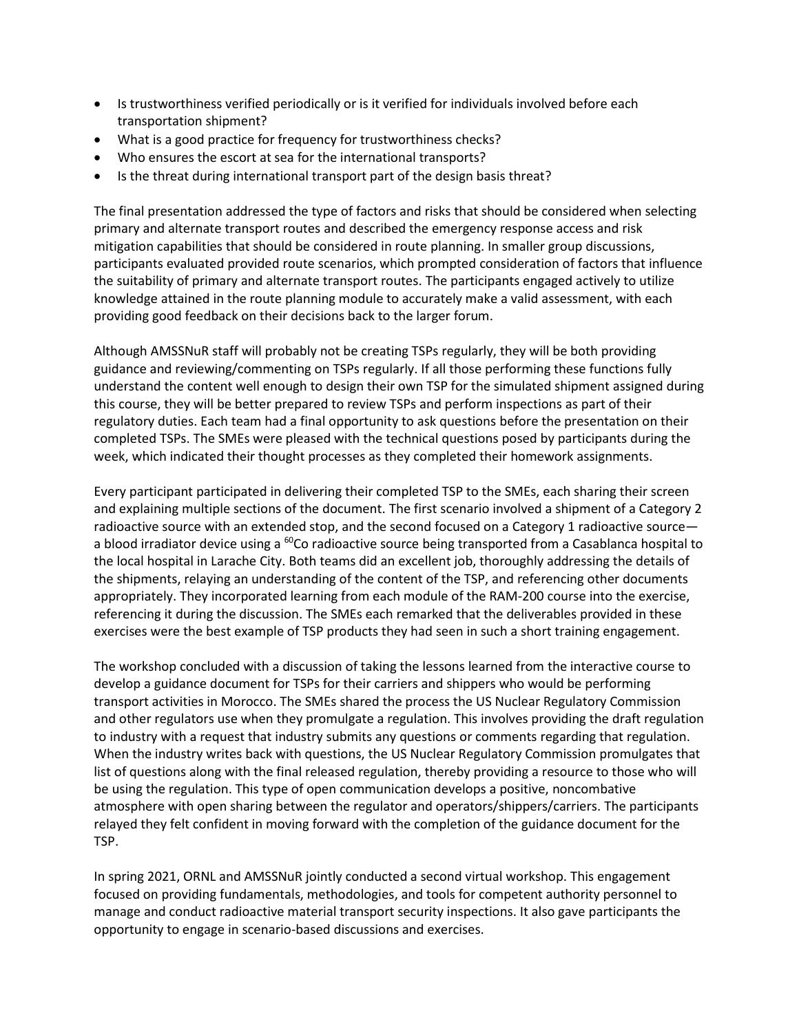- Is trustworthiness verified periodically or is it verified for individuals involved before each transportation shipment?
- What is a good practice for frequency for trustworthiness checks?
- Who ensures the escort at sea for the international transports?
- Is the threat during international transport part of the design basis threat?

The final presentation addressed the type of factors and risks that should be considered when selecting primary and alternate transport routes and described the emergency response access and risk mitigation capabilities that should be considered in route planning. In smaller group discussions, participants evaluated provided route scenarios, which prompted consideration of factors that influence the suitability of primary and alternate transport routes. The participants engaged actively to utilize knowledge attained in the route planning module to accurately make a valid assessment, with each providing good feedback on their decisions back to the larger forum.

Although AMSSNuR staff will probably not be creating TSPs regularly, they will be both providing guidance and reviewing/commenting on TSPs regularly. If all those performing these functions fully understand the content well enough to design their own TSP for the simulated shipment assigned during this course, they will be better prepared to review TSPs and perform inspections as part of their regulatory duties. Each team had a final opportunity to ask questions before the presentation on their completed TSPs. The SMEs were pleased with the technical questions posed by participants during the week, which indicated their thought processes as they completed their homework assignments.

Every participant participated in delivering their completed TSP to the SMEs, each sharing their screen and explaining multiple sections of the document. The first scenario involved a shipment of a Category 2 radioactive source with an extended stop, and the second focused on a Category 1 radioactive source—a blood irradiator device using a $^{60}$Co radioactive source being transported from a Casablanca hospital to the local hospital in Larache City. Both teams did an excellent job, thoroughly addressing the details of the shipments, relaying an understanding of the content of the TSP, and referencing other documents appropriately. They incorporated learning from each module of the RAM-200 course into the exercise, referencing it during the discussion. The SMEs each remarked that the deliverables provided in these exercises were the best example of TSP products they had seen in such a short training engagement.

The workshop concluded with a discussion of taking the lessons learned from the interactive course to develop a guidance document for TSPs for their carriers and shippers who would be performing transport activities in Morocco. The SMEs shared the process the US Nuclear Regulatory Commission and other regulators use when they promulgate a regulation. This involves providing the draft regulation to industry with a request that industry submits any questions or comments regarding that regulation. When the industry writes back with questions, the US Nuclear Regulatory Commission promulgates that list of questions along with the final released regulation, thereby providing a resource to those who will be using the regulation. This type of open communication develops a positive, noncombative atmosphere with open sharing between the regulator and operators/shippers/carriers. The participants relayed they felt confident in moving forward with the completion of the guidance document for the TSP.

In spring 2021, ORNL and AMSSNuR jointly conducted a second virtual workshop. This engagement focused on providing fundamentals, methodologies, and tools for competent authority personnel to manage and conduct radioactive material transport security inspections. It also gave participants the opportunity to engage in scenario-based discussions and exercises.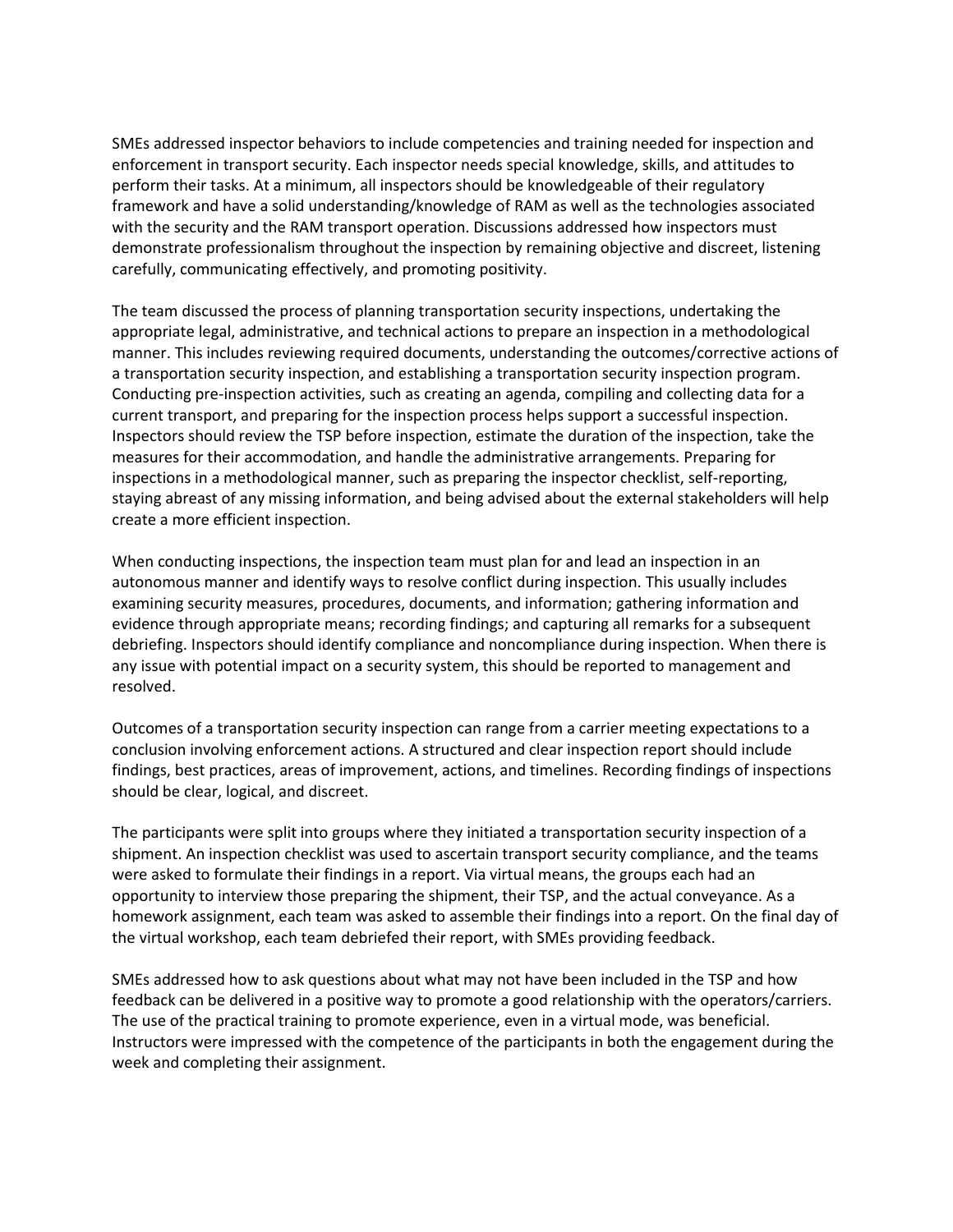SMEs addressed inspector behaviors to include competencies and training needed for inspection and enforcement in transport security. Each inspector needs special knowledge, skills, and attitudes to perform their tasks. At a minimum, all inspectors should be knowledgeable of their regulatory framework and have a solid understanding/knowledge of RAM as well as the technologies associated with the security and the RAM transport operation. Discussions addressed how inspectors must demonstrate professionalism throughout the inspection by remaining objective and discreet, listening carefully, communicating effectively, and promoting positivity.

The team discussed the process of planning transportation security inspections, undertaking the appropriate legal, administrative, and technical actions to prepare an inspection in a methodological manner. This includes reviewing required documents, understanding the outcomes/corrective actions of a transportation security inspection, and establishing a transportation security inspection program. Conducting pre-inspection activities, such as creating an agenda, compiling and collecting data for a current transport, and preparing for the inspection process helps support a successful inspection. Inspectors should review the TSP before inspection, estimate the duration of the inspection, take the measures for their accommodation, and handle the administrative arrangements. Preparing for inspections in a methodological manner, such as preparing the inspector checklist, self-reporting, staying abreast of any missing information, and being advised about the external stakeholders will help create a more efficient inspection.

When conducting inspections, the inspection team must plan for and lead an inspection in an autonomous manner and identify ways to resolve conflict during inspection. This usually includes examining security measures, procedures, documents, and information; gathering information and evidence through appropriate means; recording findings; and capturing all remarks for a subsequent debriefing. Inspectors should identify compliance and noncompliance during inspection. When there is any issue with potential impact on a security system, this should be reported to management and resolved.

Outcomes of a transportation security inspection can range from a carrier meeting expectations to a conclusion involving enforcement actions. A structured and clear inspection report should include findings, best practices, areas of improvement, actions, and timelines. Recording findings of inspections should be clear, logical, and discreet.

The participants were split into groups where they initiated a transportation security inspection of a shipment. An inspection checklist was used to ascertain transport security compliance, and the teams were asked to formulate their findings in a report. Via virtual means, the groups each had an opportunity to interview those preparing the shipment, their TSP, and the actual conveyance. As a homework assignment, each team was asked to assemble their findings into a report. On the final day of the virtual workshop, each team debriefed their report, with SMEs providing feedback.

SMEs addressed how to ask questions about what may not have been included in the TSP and how feedback can be delivered in a positive way to promote a good relationship with the operators/carriers. The use of the practical training to promote experience, even in a virtual mode, was beneficial. Instructors were impressed with the competence of the participants in both the engagement during the week and completing their assignment.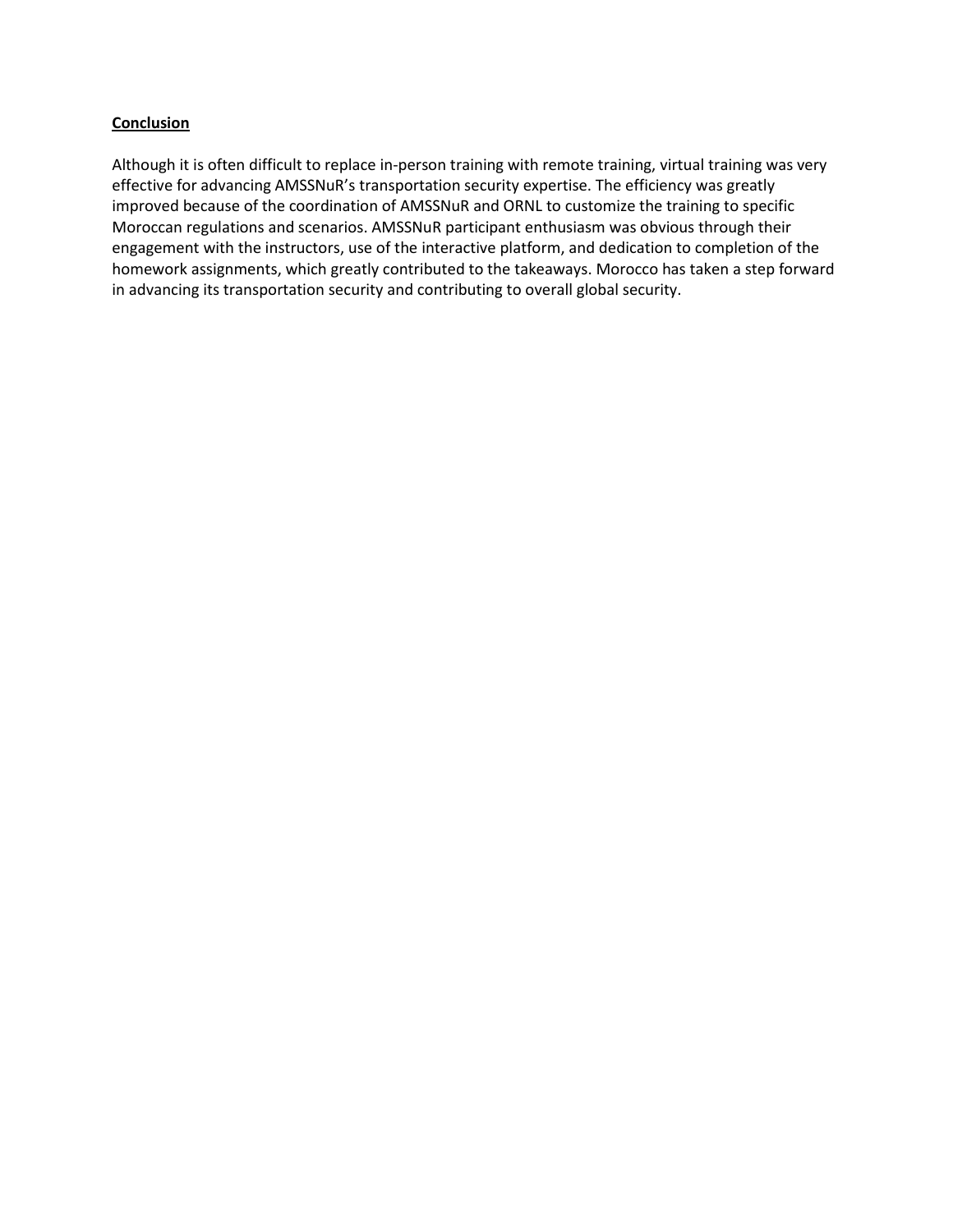## Conclusion

Although it is often difficult to replace in-person training with remote training, virtual training was very effective for advancing AMSSNuR's transportation security expertise. The efficiency was greatly improved because of the coordination of AMSSNuR and ORNL to customize the training to specific Moroccan regulations and scenarios. AMSSNuR participant enthusiasm was obvious through their engagement with the instructors, use of the interactive platform, and dedication to completion of the homework assignments, which greatly contributed to the takeaways. Morocco has taken a step forward in advancing its transportation security and contributing to overall global security.